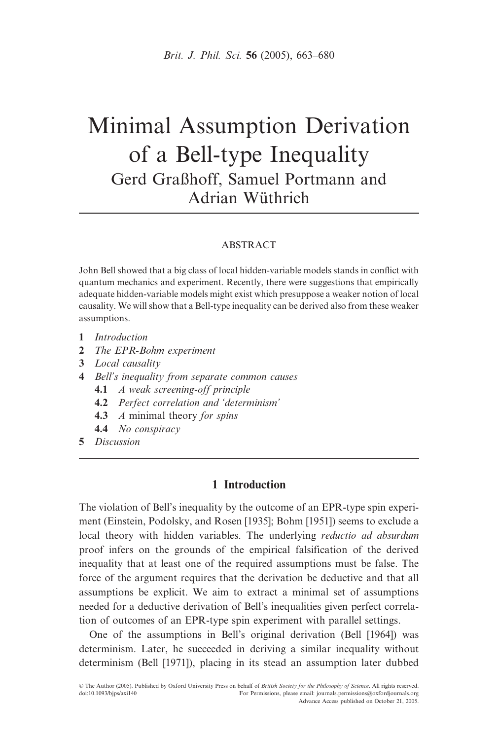# Minimal Assumption Derivation of a Bell-type Inequality

Gerd Graßhoff, Samuel Portmann and Adrian Wüthrich

## ABSTRACT

John Bell showed that a big class of local hidden-variable models stands in conflict with quantum mechanics and experiment. Recently, there were suggestions that empirically adequate hidden-variable models might exist which presuppose a weaker notion of local causality. We will show that a Bell-type inequality can be derived also from these weaker assumptions.

1. *Introduction*
2. *The EPR-Bohm experiment*
3. *Local causality*
4. *Bell's inequality from separate common causes*
   - 4.1 *A weak screening-off principle*
   - 4.2 *Perfect correlation and 'determinism'*
   - 4.3 *A* minimal theory *for spins*
   - 4.4 *No conspiracy*
5. *Discussion*

## 1 Introduction

The violation of Bell's inequality by the outcome of an EPR-type spin experiment (Einstein, Podolsky, and Rosen [1935]; Bohm [1951]) seems to exclude a local theory with hidden variables. The underlying *reductio ad absurdum* proof infers on the grounds of the empirical falsification of the derived inequality that at least one of the required assumptions must be false. The force of the argument requires that the derivation be deductive and that all assumptions be explicit. We aim to extract a minimal set of assumptions needed for a deductive derivation of Bell's inequalities given perfect correlation of outcomes of an EPR-type spin experiment with parallel settings.

One of the assumptions in Bell's original derivation (Bell [1964]) was determinism. Later, he succeeded in deriving a similar inequality without determinism (Bell [1971]), placing in its stead an assumption later dubbed

© The Author (2005). Published by Oxford University Press on behalf of *British Society for the Philosophy of Science*. All rights reserved.
doi:10.1093/bjps/axi140 For Permissions, please email: journals.permissions@oxfordjournals.org
Advance Access published on October 21, 2005.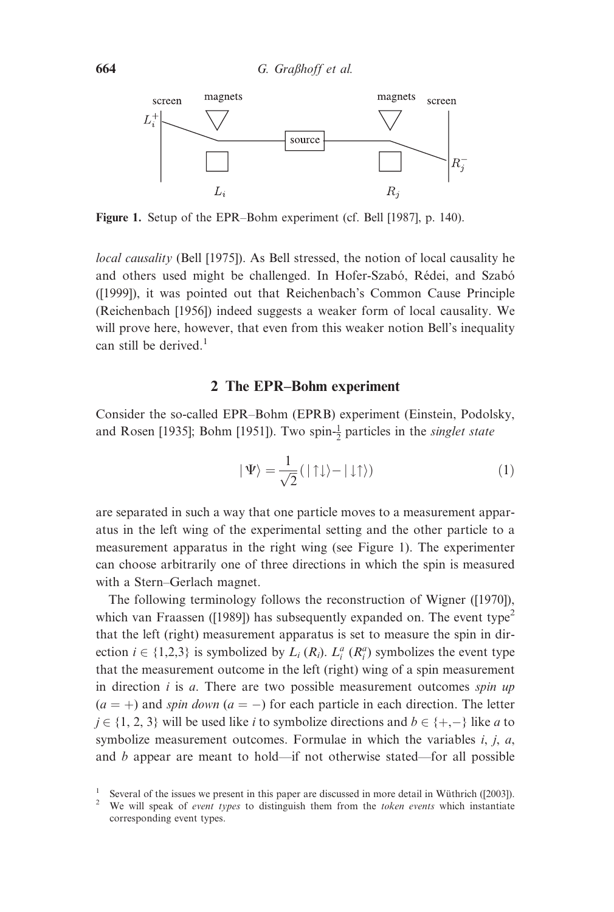Figure 1. Setup of the EPR–Bohm experiment (cf. Bell [1987], p. 140).

*local causality* (Bell [1975]). As Bell stressed, the notion of local causality he and others used might be challenged. In Hofer-Szabó, Rédei, and Szabó ([1999]), it was pointed out that Reichenbach's Common Cause Principle (Reichenbach [1956]) indeed suggests a weaker form of local causality. We will prove here, however, that even from this weaker notion Bell's inequality can still be derived.[1]

## 2 The EPR–Bohm experiment

Consider the so-called EPR–Bohm (EPRB) experiment (Einstein, Podolsky, and Rosen [1935]; Bohm [1951]). Two spin-$\frac{1}{2}$ particles in the *singlet state*

$$|\Psi\rangle = \frac{1}{\sqrt{2}}(|\uparrow\downarrow\rangle - |\downarrow\uparrow\rangle) \tag{1}$$

are separated in such a way that one particle moves to a measurement apparatus in the left wing of the experimental setting and the other particle to a measurement apparatus in the right wing (see Figure 1). The experimenter can choose arbitrarily one of three directions in which the spin is measured with a Stern–Gerlach magnet.

The following terminology follows the reconstruction of Wigner ([1970]), which van Fraassen ([1989]) has subsequently expanded on. The event type[2] that the left (right) measurement apparatus is set to measure the spin in direction $i \in \{1,2,3\}$ is symbolized by $L_i$ ($R_i$). $L_i^a$ ($R_i^a$) symbolizes the event type that the measurement outcome in the left (right) wing of a spin measurement in direction $i$ is $a$. There are two possible measurement outcomes *spin up* ($a = +$) and *spin down* ($a = -$) for each particle in each direction. The letter $j \in \{1, 2, 3\}$ will be used like $i$ to symbolize directions and $b \in \{+,-\}$ like $a$ to symbolize measurement outcomes. Formulae in which the variables $i$, $j$, $a$, and $b$ appear are meant to hold—if not otherwise stated—for all possible

[1] Several of the issues we present in this paper are discussed in more detail in Wüthrich ([2003]).

[2] We will speak of *event types* to distinguish them from the *token events* which instantiate corresponding event types.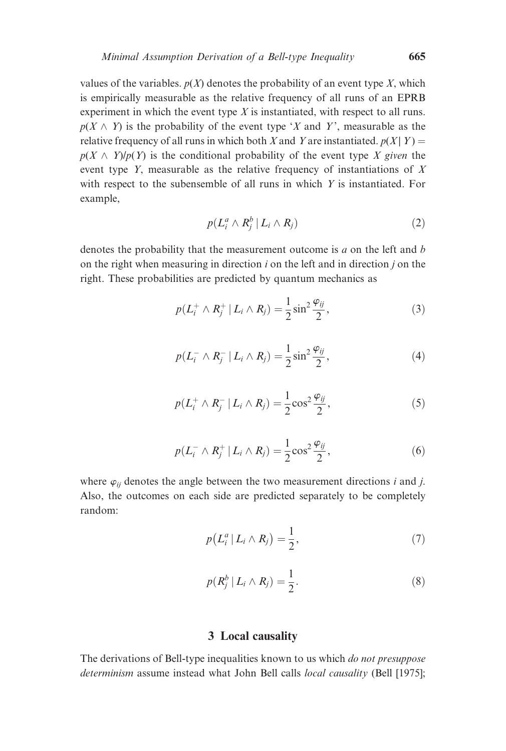values of the variables. $p(X)$ denotes the probability of an event type $X$, which is empirically measurable as the relative frequency of all runs of an EPRB experiment in which the event type $X$ is instantiated, with respect to all runs. $p(X \wedge Y)$ is the probability of the event type '$X$ and $Y$', measurable as the relative frequency of all runs in which both $X$ and $Y$ are instantiated. $p(X \mid Y) = p(X \wedge Y)/p(Y)$ is the conditional probability of the event type $X$ *given* the event type $Y$, measurable as the relative frequency of instantiations of $X$ with respect to the subensemble of all runs in which $Y$ is instantiated. For example,

$$p(L_i^a \wedge R_j^b \mid L_i \wedge R_j) \tag{2}$$

denotes the probability that the measurement outcome is $a$ on the left and $b$ on the right when measuring in direction $i$ on the left and in direction $j$ on the right. These probabilities are predicted by quantum mechanics as

$$p(L_i^+ \wedge R_j^+ \mid L_i \wedge R_j) = \frac{1}{2}\sin^2\frac{\varphi_{ij}}{2}, \tag{3}$$

$$p(L_i^- \wedge R_j^- \mid L_i \wedge R_j) = \frac{1}{2}\sin^2\frac{\varphi_{ij}}{2}, \tag{4}$$

$$p(L_i^+ \wedge R_j^- \mid L_i \wedge R_j) = \frac{1}{2}\cos^2\frac{\varphi_{ij}}{2}, \tag{5}$$

$$p(L_i^- \wedge R_j^+ \mid L_i \wedge R_j) = \frac{1}{2}\cos^2\frac{\varphi_{ij}}{2}, \tag{6}$$

where $\varphi_{ij}$ denotes the angle between the two measurement directions $i$ and $j$. Also, the outcomes on each side are predicted separately to be completely random:

$$p\left(L_i^a \mid L_i \wedge R_j\right) = \frac{1}{2}, \tag{7}$$

$$p(R_j^b \mid L_i \wedge R_j) = \frac{1}{2}. \tag{8}$$

## 3 Local causality

The derivations of Bell-type inequalities known to us which *do not presuppose determinism* assume instead what John Bell calls *local causality* (Bell [1975];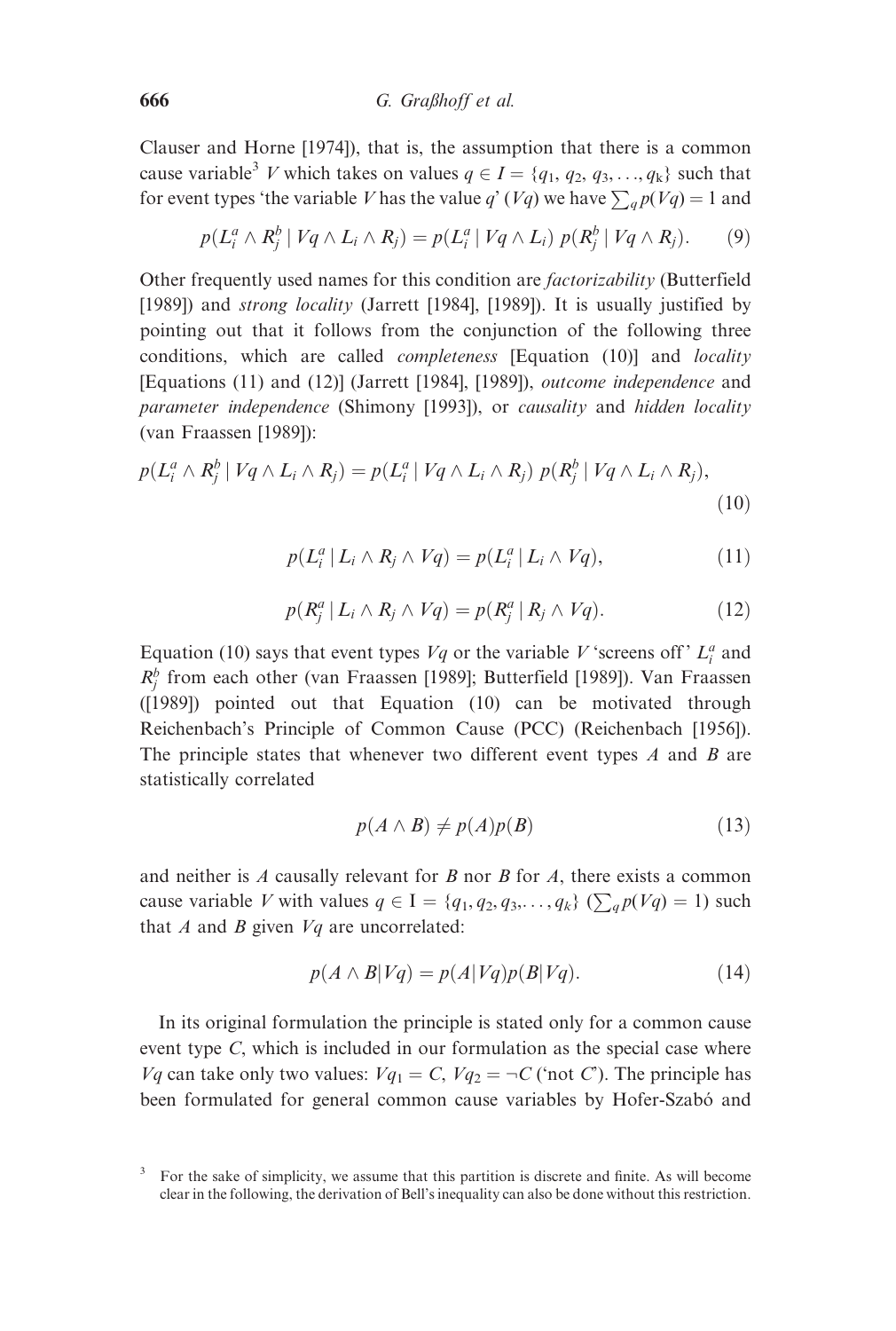Clauser and Horne [1974]), that is, the assumption that there is a common cause variable[3] $V$ which takes on values $q \in I = \{q_1, q_2, q_3, \ldots, q_k\}$ such that for event types 'the variable $V$ has the value $q$' ($Vq$) we have $\sum_q p(Vq) = 1$ and

$$p(L_i^a \wedge R_j^b \mid Vq \wedge L_i \wedge R_j) = p(L_i^a \mid Vq \wedge L_i)\, p(R_j^b \mid Vq \wedge R_j). \tag{9}$$

Other frequently used names for this condition are *factorizability* (Butterfield [1989]) and *strong locality* (Jarrett [1984], [1989]). It is usually justified by pointing out that it follows from the conjunction of the following three conditions, which are called *completeness* [Equation (10)] and *locality* [Equations (11) and (12)] (Jarrett [1984], [1989]), *outcome independence* and *parameter independence* (Shimony [1993]), or *causality* and *hidden locality* (van Fraassen [1989]):

$$p(L_i^a \wedge R_j^b \mid Vq \wedge L_i \wedge R_j) = p(L_i^a \mid Vq \wedge L_i \wedge R_j)\, p(R_j^b \mid Vq \wedge L_i \wedge R_j), \tag{10}$$

$$p(L_i^a \mid L_i \wedge R_j \wedge Vq) = p(L_i^a \mid L_i \wedge Vq), \tag{11}$$

$$p(R_j^a \mid L_i \wedge R_j \wedge Vq) = p(R_j^a \mid R_j \wedge Vq). \tag{12}$$

Equation (10) says that event types $Vq$ or the variable $V$ 'screens off' $L_i^a$ and $R_j^b$ from each other (van Fraassen [1989]; Butterfield [1989]). Van Fraassen ([1989]) pointed out that Equation (10) can be motivated through Reichenbach's Principle of Common Cause (PCC) (Reichenbach [1956]). The principle states that whenever two different event types $A$ and $B$ are statistically correlated

$$p(A \wedge B) \neq p(A)p(B) \tag{13}$$

and neither is $A$ causally relevant for $B$ nor $B$ for $A$, there exists a common cause variable $V$ with values $q \in I = \{q_1, q_2, q_3, \ldots, q_k\}$ ($\sum_q p(Vq) = 1$) such that $A$ and $B$ given $Vq$ are uncorrelated:

$$p(A \wedge B \mid Vq) = p(A \mid Vq)p(B \mid Vq). \tag{14}$$

In its original formulation the principle is stated only for a common cause event type $C$, which is included in our formulation as the special case where $Vq$ can take only two values: $Vq_1 = C$, $Vq_2 = \neg C$ ('not $C$'). The principle has been formulated for general common cause variables by Hofer-Szabó and

[3] For the sake of simplicity, we assume that this partition is discrete and finite. As will become clear in the following, the derivation of Bell's inequality can also be done without this restriction.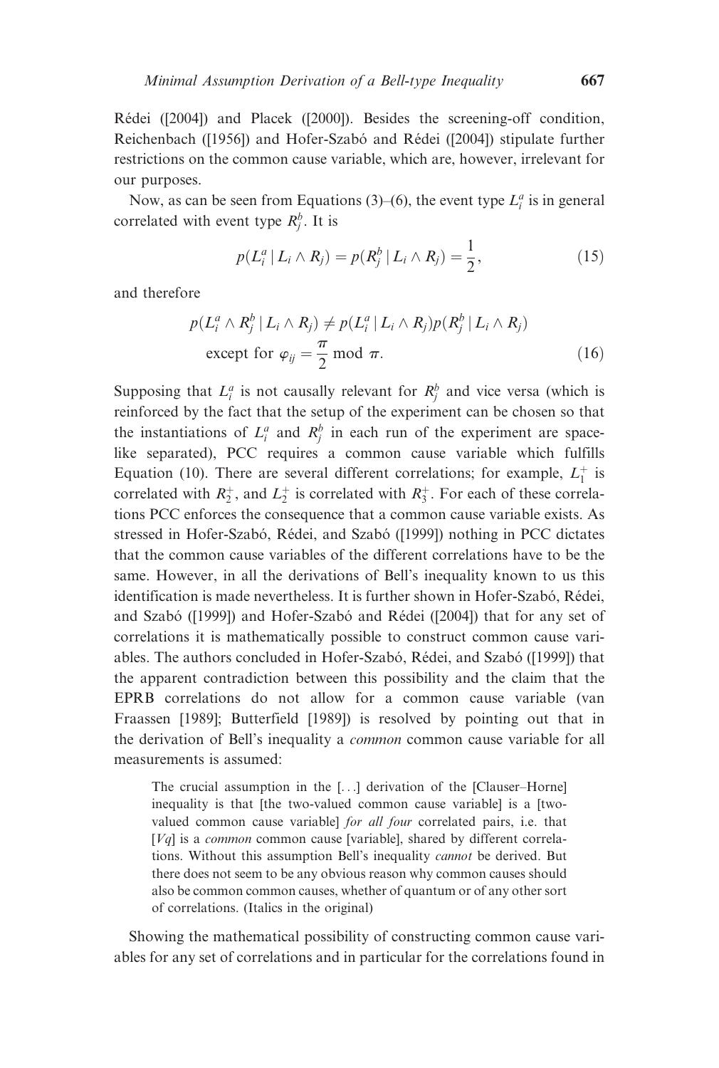Rédei ([2004]) and Placek ([2000]). Besides the screening-off condition, Reichenbach ([1956]) and Hofer-Szabó and Rédei ([2004]) stipulate further restrictions on the common cause variable, which are, however, irrelevant for our purposes.

Now, as can be seen from Equations (3)–(6), the event type $L_i^a$ is in general correlated with event type $R_j^b$. It is

$$p(L_i^a \mid L_i \wedge R_j) = p(R_j^b \mid L_i \wedge R_j) = \frac{1}{2}, \tag{15}$$

and therefore

$$p(L_i^a \wedge R_j^b \mid L_i \wedge R_j) \neq p(L_i^a \mid L_i \wedge R_j)p(R_j^b \mid L_i \wedge R_j)$$
$$\text{except for } \varphi_{ij} = \frac{\pi}{2} \bmod \pi. \tag{16}$$

Supposing that $L_i^a$ is not causally relevant for $R_j^b$ and vice versa (which is reinforced by the fact that the setup of the experiment can be chosen so that the instantiations of $L_i^a$ and $R_j^b$ in each run of the experiment are space-like separated), PCC requires a common cause variable which fulfills Equation (10). There are several different correlations; for example, $L_1^+$ is correlated with $R_2^+$, and $L_2^+$ is correlated with $R_3^+$. For each of these correlations PCC enforces the consequence that a common cause variable exists. As stressed in Hofer-Szabó, Rédei, and Szabó ([1999]) nothing in PCC dictates that the common cause variables of the different correlations have to be the same. However, in all the derivations of Bell's inequality known to us this identification is made nevertheless. It is further shown in Hofer-Szabó, Rédei, and Szabó ([1999]) and Hofer-Szabó and Rédei ([2004]) that for any set of correlations it is mathematically possible to construct common cause variables. The authors concluded in Hofer-Szabó, Rédei, and Szabó ([1999]) that the apparent contradiction between this possibility and the claim that the EPRB correlations do not allow for a common cause variable (van Fraassen [1989]; Butterfield [1989]) is resolved by pointing out that in the derivation of Bell's inequality a *common* common cause variable for all measurements is assumed:

> The crucial assumption in the [...] derivation of the [Clauser–Horne] inequality is that [the two-valued common cause variable] is a [two-valued common cause variable] *for all four* correlated pairs, i.e. that [$Vq$] is a *common* common cause [variable], shared by different correlations. Without this assumption Bell's inequality *cannot* be derived. But there does not seem to be any obvious reason why common causes should also be common common causes, whether of quantum or of any other sort of correlations. (Italics in the original)

Showing the mathematical possibility of constructing common cause variables for any set of correlations and in particular for the correlations found in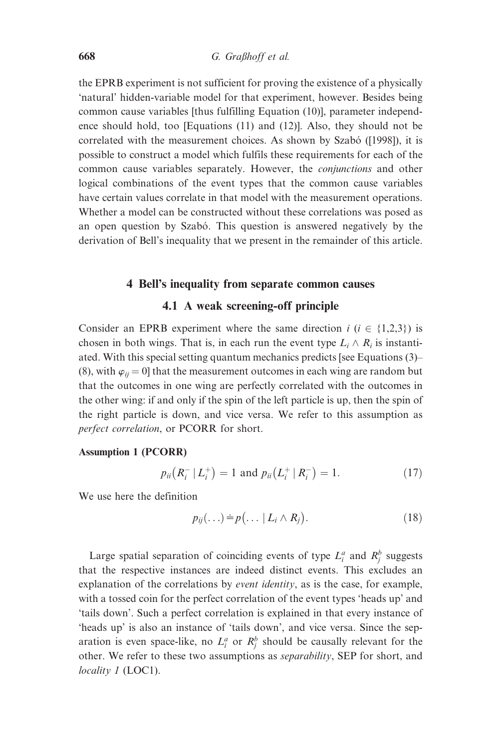the EPRB experiment is not sufficient for proving the existence of a physically 'natural' hidden-variable model for that experiment, however. Besides being common cause variables [thus fulfilling Equation (10)], parameter independence should hold, too [Equations (11) and (12)]. Also, they should not be correlated with the measurement choices. As shown by Szabó ([1998]), it is possible to construct a model which fulfils these requirements for each of the common cause variables separately. However, the *conjunctions* and other logical combinations of the event types that the common cause variables have certain values correlate in that model with the measurement operations. Whether a model can be constructed without these correlations was posed as an open question by Szabó. This question is answered negatively by the derivation of Bell's inequality that we present in the remainder of this article.

## 4 Bell's inequality from separate common causes

### 4.1 A weak screening-off principle

Consider an EPRB experiment where the same direction $i$ ($i \in \{1,2,3\}$) is chosen in both wings. That is, in each run the event type $L_i \wedge R_i$ is instantiated. With this special setting quantum mechanics predicts [see Equations (3)–(8), with $\varphi_{ij} = 0$] that the measurement outcomes in each wing are random but that the outcomes in one wing are perfectly correlated with the outcomes in the other wing: if and only if the spin of the left particle is up, then the spin of the right particle is down, and vice versa. We refer to this assumption as *perfect correlation*, or PCORR for short.

**Assumption 1 (PCORR)**

$$p_{ii}\left(R_i^- \mid L_i^+\right) = 1 \text{ and } p_{ii}\left(L_i^+ \mid R_i^-\right) = 1. \tag{17}$$

We use here the definition

$$p_{ij}(\ldots) \doteq p\left(\ldots \mid L_i \wedge R_j\right). \tag{18}$$

Large spatial separation of coinciding events of type $L_i^a$ and $R_j^b$ suggests that the respective instances are indeed distinct events. This excludes an explanation of the correlations by *event identity*, as is the case, for example, with a tossed coin for the perfect correlation of the event types 'heads up' and 'tails down'. Such a perfect correlation is explained in that every instance of 'heads up' is also an instance of 'tails down', and vice versa. Since the separation is even space-like, no $L_i^a$ or $R_j^b$ should be causally relevant for the other. We refer to these two assumptions as *separability*, SEP for short, and *locality 1* (LOC1).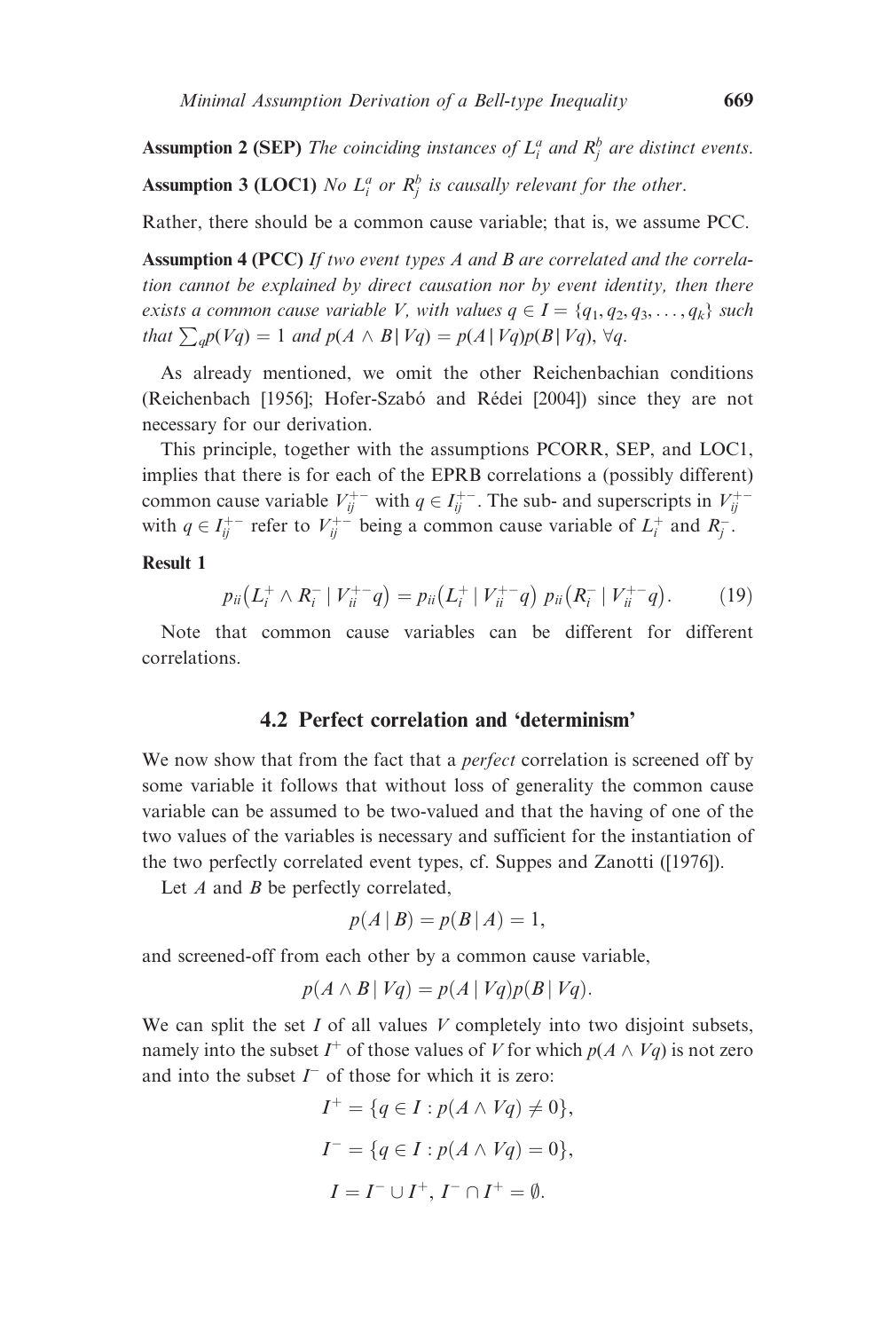**Assumption 2 (SEP)** *The coinciding instances of $L_i^a$ and $R_j^b$ are distinct events.*

**Assumption 3 (LOC1)** *No $L_i^a$ or $R_j^b$ is causally relevant for the other.*

Rather, there should be a common cause variable; that is, we assume PCC.

**Assumption 4 (PCC)** *If two event types A and B are correlated and the correlation cannot be explained by direct causation nor by event identity, then there exists a common cause variable V, with values $q \in I = \{q_1, q_2, q_3, \ldots, q_k\}$ such that $\sum_q p(Vq) = 1$ and $p(A \wedge B \mid Vq) = p(A \mid Vq)p(B \mid Vq)$, $\forall q$.*

As already mentioned, we omit the other Reichenbachian conditions (Reichenbach [1956]; Hofer-Szabó and Rédei [2004]) since they are not necessary for our derivation.

This principle, together with the assumptions PCORR, SEP, and LOC1, implies that there is for each of the EPRB correlations a (possibly different) common cause variable $V_{ij}^{+-}$ with $q \in I_{ij}^{+-}$. The sub- and superscripts in $V_{ij}^{+-}$ with $q \in I_{ij}^{+-}$ refer to $V_{ij}^{+-}$ being a common cause variable of $L_i^+$ and $R_j^-$.

**Result 1**

$$p_{ii}\left(L_i^+ \wedge R_i^- \mid V_{ii}^{+-}q\right) = p_{ii}\left(L_i^+ \mid V_{ii}^{+-}q\right)\, p_{ii}\left(R_i^- \mid V_{ii}^{+-}q\right). \tag{19}$$

Note that common cause variables can be different for different correlations.

## 4.2 Perfect correlation and 'determinism'

We now show that from the fact that a *perfect* correlation is screened off by some variable it follows that without loss of generality the common cause variable can be assumed to be two-valued and that the having of one of the two values of the variables is necessary and sufficient for the instantiation of the two perfectly correlated event types, cf. Suppes and Zanotti ([1976]).

Let $A$ and $B$ be perfectly correlated,

$$p(A \mid B) = p(B \mid A) = 1,$$

and screened-off from each other by a common cause variable,

$$p(A \wedge B \mid Vq) = p(A \mid Vq)p(B \mid Vq).$$

We can split the set $I$ of all values $V$ completely into two disjoint subsets, namely into the subset $I^+$ of those values of $V$ for which $p(A \wedge Vq)$ is not zero and into the subset $I^-$ of those for which it is zero:

$$I^+ = \{q \in I : p(A \wedge Vq) \neq 0\},$$

$$I^- = \{q \in I : p(A \wedge Vq) = 0\},$$

$$I = I^- \cup I^+,\ I^- \cap I^+ = \emptyset.$$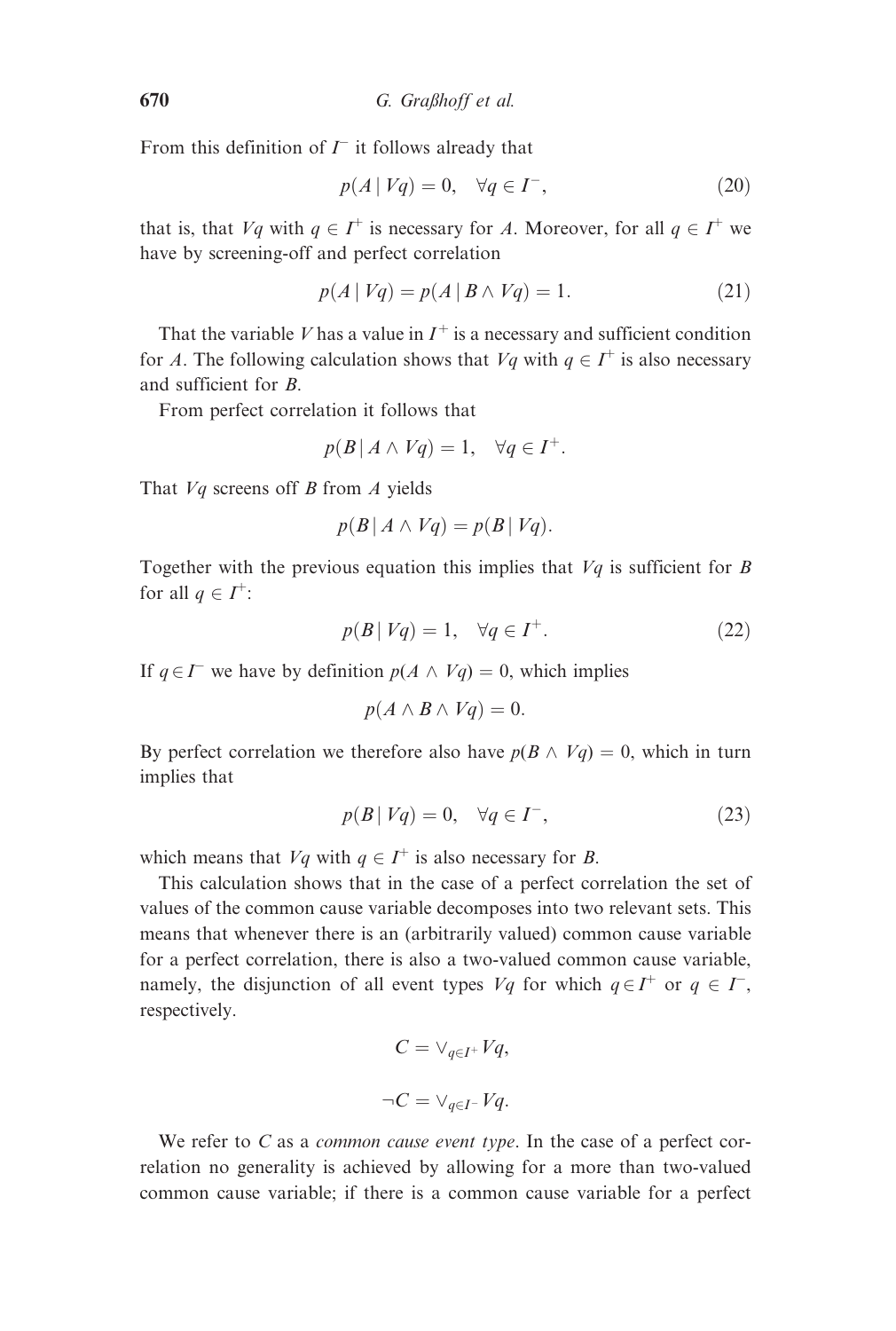From this definition of $I^-$ it follows already that

$$p(A \mid Vq) = 0, \quad \forall q \in I^-, \tag{20}$$

that is, that $Vq$ with $q \in I^+$ is necessary for $A$. Moreover, for all $q \in I^+$ we have by screening-off and perfect correlation

$$p(A \mid Vq) = p(A \mid B \wedge Vq) = 1. \tag{21}$$

That the variable $V$ has a value in $I^+$ is a necessary and sufficient condition for $A$. The following calculation shows that $Vq$ with $q \in I^+$ is also necessary and sufficient for $B$.

From perfect correlation it follows that

$$p(B \mid A \wedge Vq) = 1, \quad \forall q \in I^+.$$

That $Vq$ screens off $B$ from $A$ yields

$$p(B \mid A \wedge Vq) = p(B \mid Vq).$$

Together with the previous equation this implies that $Vq$ is sufficient for $B$ for all $q \in I^+$:

$$p(B \mid Vq) = 1, \quad \forall q \in I^+. \tag{22}$$

If $q \in I^-$ we have by definition $p(A \wedge Vq) = 0$, which implies

$$p(A \wedge B \wedge Vq) = 0.$$

By perfect correlation we therefore also have $p(B \wedge Vq) = 0$, which in turn implies that

$$p(B \mid Vq) = 0, \quad \forall q \in I^-, \tag{23}$$

which means that $Vq$ with $q \in I^+$ is also necessary for $B$.

This calculation shows that in the case of a perfect correlation the set of values of the common cause variable decomposes into two relevant sets. This means that whenever there is an (arbitrarily valued) common cause variable for a perfect correlation, there is also a two-valued common cause variable, namely, the disjunction of all event types $Vq$ for which $q \in I^+$ or $q \in I^-$, respectively.

$$C = \vee_{q \in I^+} Vq,$$

$$\neg C = \vee_{q \in I^-} Vq.$$

We refer to $C$ as a *common cause event type*. In the case of a perfect correlation no generality is achieved by allowing for a more than two-valued common cause variable; if there is a common cause variable for a perfect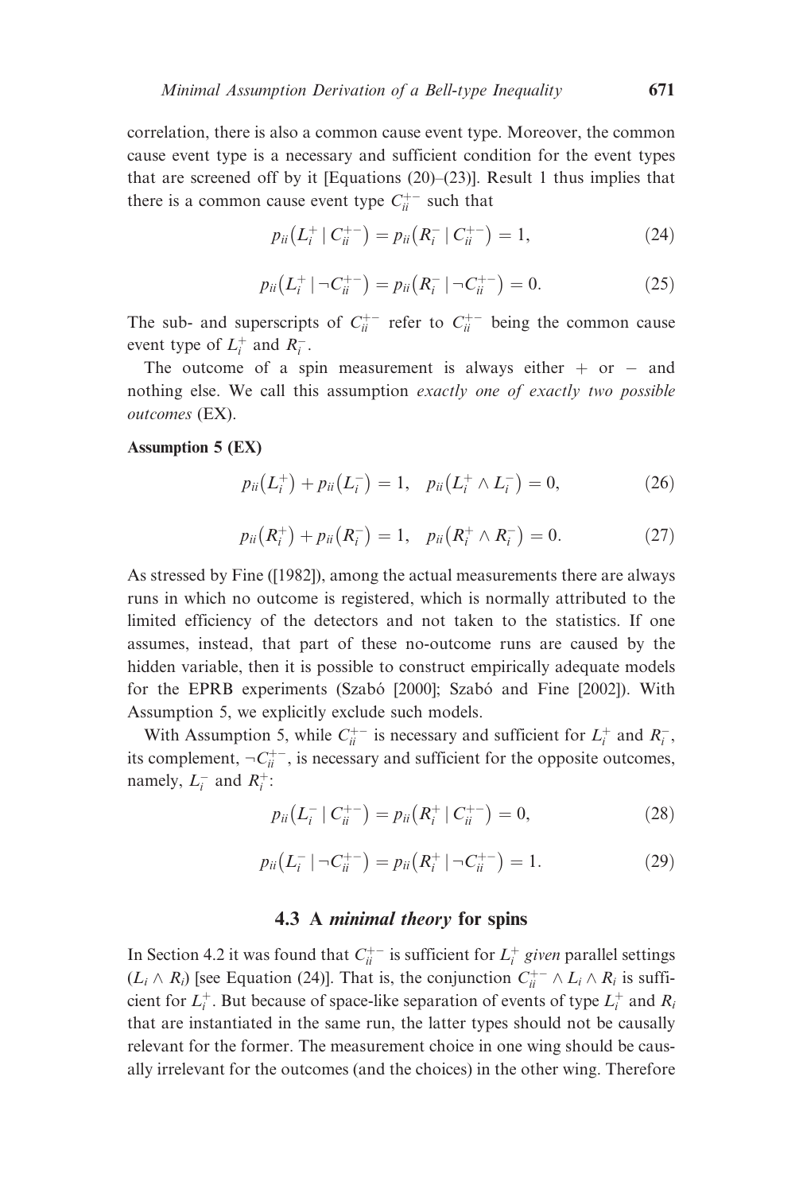correlation, there is also a common cause event type. Moreover, the common cause event type is a necessary and sufficient condition for the event types that are screened off by it [Equations (20)–(23)]. Result 1 thus implies that there is a common cause event type $C_{ii}^{+-}$ such that

$$p_{ii}\left(L_i^+ \mid C_{ii}^{+-}\right) = p_{ii}\left(R_i^- \mid C_{ii}^{+-}\right) = 1, \tag{24}$$

$$p_{ii}\left(L_i^+ \mid \neg C_{ii}^{+-}\right) = p_{ii}\left(R_i^- \mid \neg C_{ii}^{+-}\right) = 0. \tag{25}$$

The sub- and superscripts of $C_{ii}^{+-}$ refer to $C_{ii}^{+-}$ being the common cause event type of $L_i^+$ and $R_i^-$.

The outcome of a spin measurement is always either + or – and nothing else. We call this assumption *exactly one of exactly two possible outcomes* (EX).

**Assumption 5 (EX)**

$$p_{ii}\left(L_i^+\right) + p_{ii}\left(L_i^-\right) = 1, \quad p_{ii}\left(L_i^+ \wedge L_i^-\right) = 0, \tag{26}$$

$$p_{ii}\left(R_i^+\right) + p_{ii}\left(R_i^-\right) = 1, \quad p_{ii}\left(R_i^+ \wedge R_i^-\right) = 0. \tag{27}$$

As stressed by Fine ([1982]), among the actual measurements there are always runs in which no outcome is registered, which is normally attributed to the limited efficiency of the detectors and not taken to the statistics. If one assumes, instead, that part of these no-outcome runs are caused by the hidden variable, then it is possible to construct empirically adequate models for the EPRB experiments (Szabó [2000]; Szabó and Fine [2002]). With Assumption 5, we explicitly exclude such models.

With Assumption 5, while $C_{ii}^{+-}$ is necessary and sufficient for $L_i^+$ and $R_i^-$, its complement, $\neg C_{ii}^{+-}$, is necessary and sufficient for the opposite outcomes, namely, $L_i^-$ and $R_i^+$:

$$p_{ii}\left(L_i^- \mid C_{ii}^{+-}\right) = p_{ii}\left(R_i^+ \mid C_{ii}^{+-}\right) = 0, \tag{28}$$

$$p_{ii}\left(L_i^- \mid \neg C_{ii}^{+-}\right) = p_{ii}\left(R_i^+ \mid \neg C_{ii}^{+-}\right) = 1. \tag{29}$$

### 4.3 A *minimal theory* for spins

In Section 4.2 it was found that $C_{ii}^{+-}$ is sufficient for $L_i^+$ *given* parallel settings $(L_i \wedge R_i)$ [see Equation (24)]. That is, the conjunction $C_{ii}^{+-} \wedge L_i \wedge R_i$ is sufficient for $L_i^+$. But because of space-like separation of events of type $L_i^+$ and $R_i$ that are instantiated in the same run, the latter types should not be causally relevant for the former. The measurement choice in one wing should be causally irrelevant for the outcomes (and the choices) in the other wing. Therefore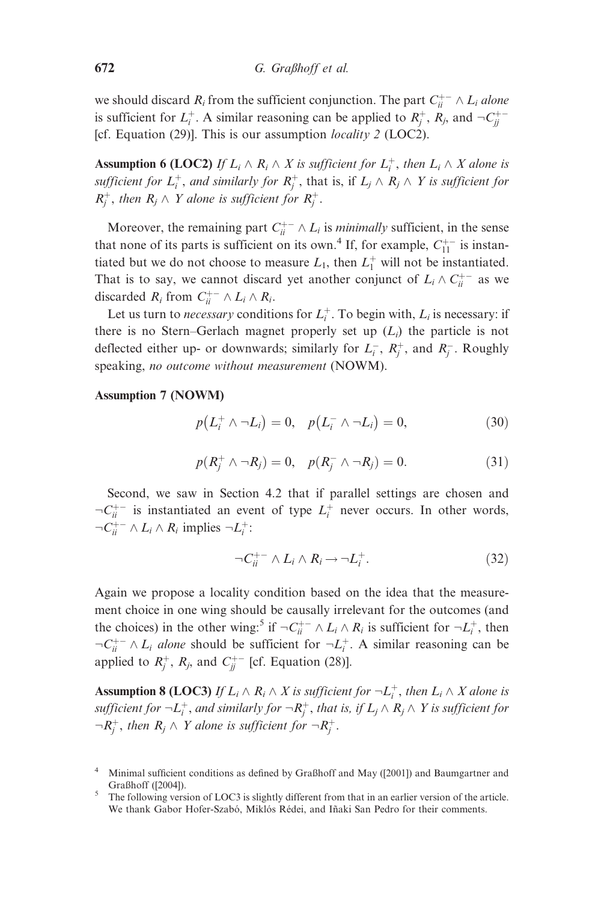we should discard $R_i$ from the sufficient conjunction. The part $C_{ii}^{+-} \wedge L_i$ *alone* is sufficient for $L_i^+$. A similar reasoning can be applied to $R_j^+$, $R_j$, and $\neg C_{jj}^{+-}$ [cf. Equation (29)]. This is our assumption *locality 2* (LOC2).

**Assumption 6 (LOC2)** *If $L_i \wedge R_i \wedge X$ is sufficient for $L_i^+$, then $L_i \wedge X$ alone is sufficient for $L_i^+$, and similarly for $R_j^+$,* that is, *if $L_j \wedge R_j \wedge Y$ is sufficient for $R_j^+$, then $R_j \wedge Y$ alone is sufficient for $R_j^+$.*

Moreover, the remaining part $C_{ii}^{+-} \wedge L_i$ is *minimally* sufficient, in the sense that none of its parts is sufficient on its own.[4] If, for example, $C_{11}^{+-}$ is instantiated but we do not choose to measure $L_1$, then $L_1^+$ will not be instantiated. That is to say, we cannot discard yet another conjunct of $L_i \wedge C_{ii}^{+-}$ as we discarded $R_i$ from $C_{ii}^{+-} \wedge L_i \wedge R_i$.

Let us turn to *necessary* conditions for $L_i^+$. To begin with, $L_i$ is necessary: if there is no Stern–Gerlach magnet properly set up ($L_i$) the particle is not deflected either up- or downwards; similarly for $L_i^-$, $R_j^+$, and $R_j^-$. Roughly speaking, *no outcome without measurement* (NOWM).

**Assumption 7 (NOWM)**

$$p\left(L_i^+ \wedge \neg L_i\right) = 0, \quad p\left(L_i^- \wedge \neg L_i\right) = 0, \tag{30}$$

$$p\left(R_j^+ \wedge \neg R_j\right) = 0, \quad p\left(R_j^- \wedge \neg R_j\right) = 0. \tag{31}$$

Second, we saw in Section 4.2 that if parallel settings are chosen and $\neg C_{ii}^{+-}$ is instantiated an event of type $L_i^+$ never occurs. In other words, $\neg C_{ii}^{+-} \wedge L_i \wedge R_i$ implies $\neg L_i^+$:

$$\neg C_{ii}^{+-} \wedge L_i \wedge R_i \rightarrow \neg L_i^+. \tag{32}$$

Again we propose a locality condition based on the idea that the measurement choice in one wing should be causally irrelevant for the outcomes (and the choices) in the other wing:[5] if $\neg C_{ii}^{+-} \wedge L_i \wedge R_i$ is sufficient for $\neg L_i^+$, then $\neg C_{ii}^{+-} \wedge L_i$ *alone* should be sufficient for $\neg L_i^+$. A similar reasoning can be applied to $R_j^+$, $R_j$, and $C_{jj}^{+-}$ [cf. Equation (28)].

**Assumption 8 (LOC3)** *If $L_i \wedge R_i \wedge X$ is sufficient for $\neg L_i^+$, then $L_i \wedge X$ alone is sufficient for $\neg L_i^+$, and similarly for $\neg R_j^+$, that is, if $L_j \wedge R_j \wedge Y$ is sufficient for $\neg R_j^+$, then $R_j \wedge Y$ alone is sufficient for $\neg R_j^+$.*

[4] Minimal sufficient conditions as defined by Graßhoff and May ([2001]) and Baumgartner and Graßhoff ([2004]).

[5] The following version of LOC3 is slightly different from that in an earlier version of the article. We thank Gabor Hofer-Szabó, Miklós Rédei, and Iñaki San Pedro for their comments.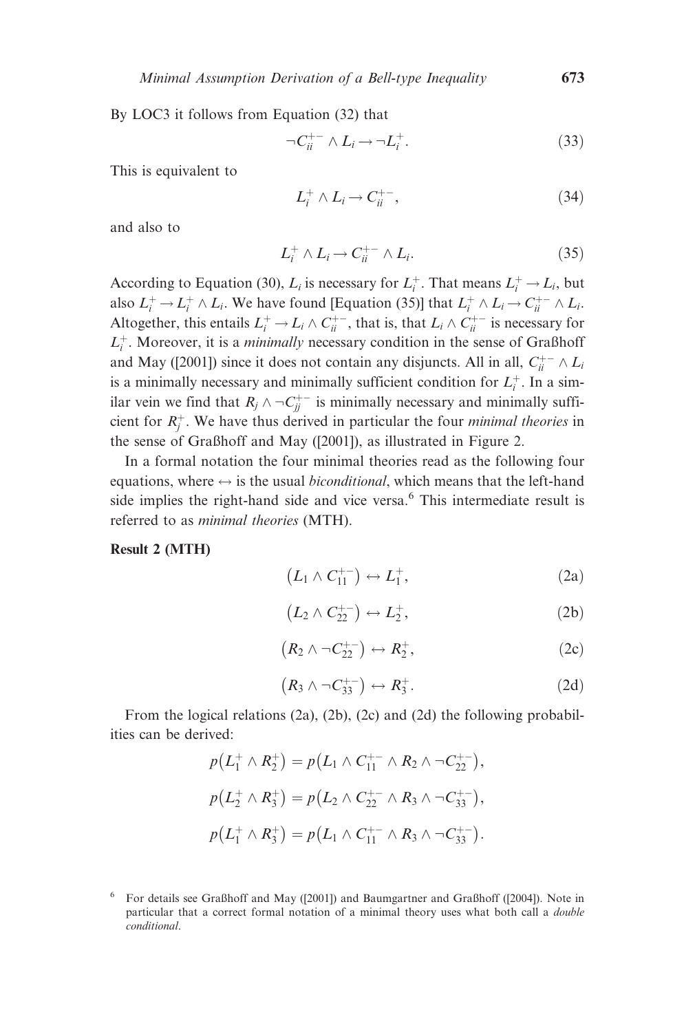By LOC3 it follows from Equation (32) that

$$\neg C_{ii}^{+-} \wedge L_i \rightarrow \neg L_i^+. \tag{33}$$

This is equivalent to

$$L_i^+ \wedge L_i \rightarrow C_{ii}^{+-}, \tag{34}$$

and also to

$$L_i^+ \wedge L_i \rightarrow C_{ii}^{+-} \wedge L_i. \tag{35}$$

According to Equation (30), $L_i$ is necessary for $L_i^+$. That means $L_i^+ \rightarrow L_i$, but also $L_i^+ \rightarrow L_i^+ \wedge L_i$. We have found [Equation (35)] that $L_i^+ \wedge L_i \rightarrow C_{ii}^{+-} \wedge L_i$. Altogether, this entails $L_i^+ \rightarrow L_i \wedge C_{ii}^{+-}$, that is, that $L_i \wedge C_{ii}^{+-}$ is necessary for $L_i^+$. Moreover, it is a *minimally* necessary condition in the sense of Graßhoff and May ([2001]) since it does not contain any disjuncts. All in all, $C_{ii}^{+-} \wedge L_i$ is a minimally necessary and minimally sufficient condition for $L_i^+$. In a similar vein we find that $R_j \wedge \neg C_{jj}^{+-}$ is minimally necessary and minimally sufficient for $R_j^+$. We have thus derived in particular the four *minimal theories* in the sense of Graßhoff and May ([2001]), as illustrated in Figure 2.

In a formal notation the four minimal theories read as the following four equations, where $\leftrightarrow$ is the usual *biconditional*, which means that the left-hand side implies the right-hand side and vice versa.[6] This intermediate result is referred to as *minimal theories* (MTH).

**Result 2 (MTH)**

$$\left(L_1 \wedge C_{11}^{+-}\right) \leftrightarrow L_1^+, \tag{2a}$$

$$\left(L_2 \wedge C_{22}^{+-}\right) \leftrightarrow L_2^+, \tag{2b}$$

$$\left(R_2 \wedge \neg C_{22}^{+-}\right) \leftrightarrow R_2^+, \tag{2c}$$

$$\left(R_3 \wedge \neg C_{33}^{+-}\right) \leftrightarrow R_3^+. \tag{2d}$$

From the logical relations (2a), (2b), (2c) and (2d) the following probabilities can be derived:

$$p\left(L_1^+ \wedge R_2^+\right) = p\left(L_1 \wedge C_{11}^{+-} \wedge R_2 \wedge \neg C_{22}^{+-}\right),$$

$$p\left(L_2^+ \wedge R_3^+\right) = p\left(L_2 \wedge C_{22}^{+-} \wedge R_3 \wedge \neg C_{33}^{+-}\right),$$

$$p\left(L_1^+ \wedge R_3^+\right) = p\left(L_1 \wedge C_{11}^{+-} \wedge R_3 \wedge \neg C_{33}^{+-}\right).$$

[6] For details see Graßhoff and May ([2001]) and Baumgartner and Graßhoff ([2004]). Note in particular that a correct formal notation of a minimal theory uses what both call a *double conditional*.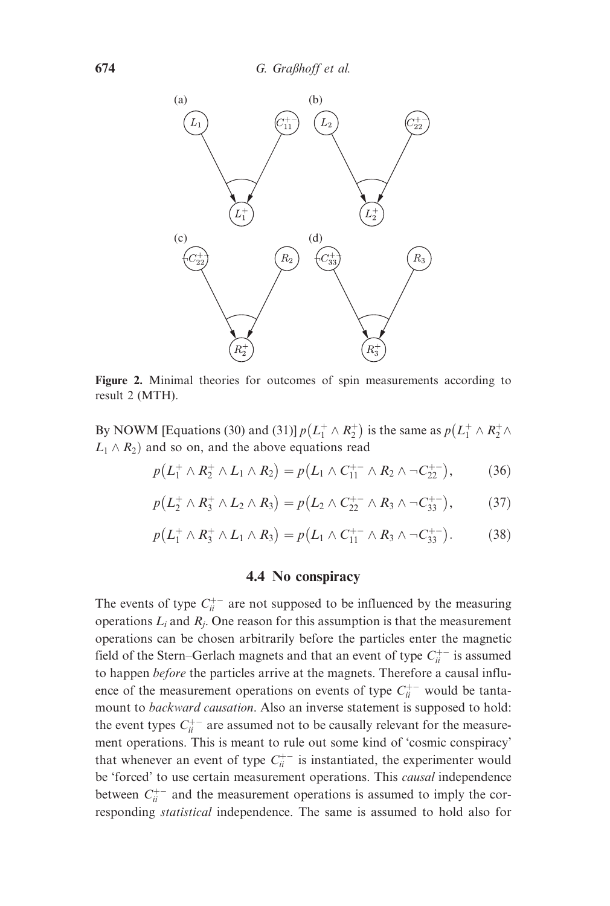**Figure 2.** Minimal theories for outcomes of spin measurements according to result 2 (MTH).

By NOWM [Equations (30) and (31)] $p(L_1^+ \wedge R_2^+)$ is the same as $p(L_1^+ \wedge R_2^+ \wedge L_1 \wedge R_2)$ and so on, and the above equations read

$$p(L_1^+ \wedge R_2^+ \wedge L_1 \wedge R_2) = p(L_1 \wedge C_{11}^{+-} \wedge R_2 \wedge \neg C_{22}^{+-}), \qquad (36)$$

$$p(L_2^+ \wedge R_3^+ \wedge L_2 \wedge R_3) = p(L_2 \wedge C_{22}^{+-} \wedge R_3 \wedge \neg C_{33}^{+-}), \qquad (37)$$

$$p(L_1^+ \wedge R_3^+ \wedge L_1 \wedge R_3) = p(L_1 \wedge C_{11}^{+-} \wedge R_3 \wedge \neg C_{33}^{+-}). \qquad (38)$$

## 4.4 No conspiracy

The events of type $C_{ii}^{+-}$ are not supposed to be influenced by the measuring operations $L_i$ and $R_j$. One reason for this assumption is that the measurement operations can be chosen arbitrarily before the particles enter the magnetic field of the Stern–Gerlach magnets and that an event of type $C_{ii}^{+-}$ is assumed to happen *before* the particles arrive at the magnets. Therefore a causal influence of the measurement operations on events of type $C_{ii}^{+-}$ would be tantamount to *backward causation*. Also an inverse statement is supposed to hold: the event types $C_{ii}^{+-}$ are assumed not to be causally relevant for the measurement operations. This is meant to rule out some kind of 'cosmic conspiracy' that whenever an event of type $C_{ii}^{+-}$ is instantiated, the experimenter would be 'forced' to use certain measurement operations. This *causal* independence between $C_{ii}^{+-}$ and the measurement operations is assumed to imply the corresponding *statistical* independence. The same is assumed to hold also for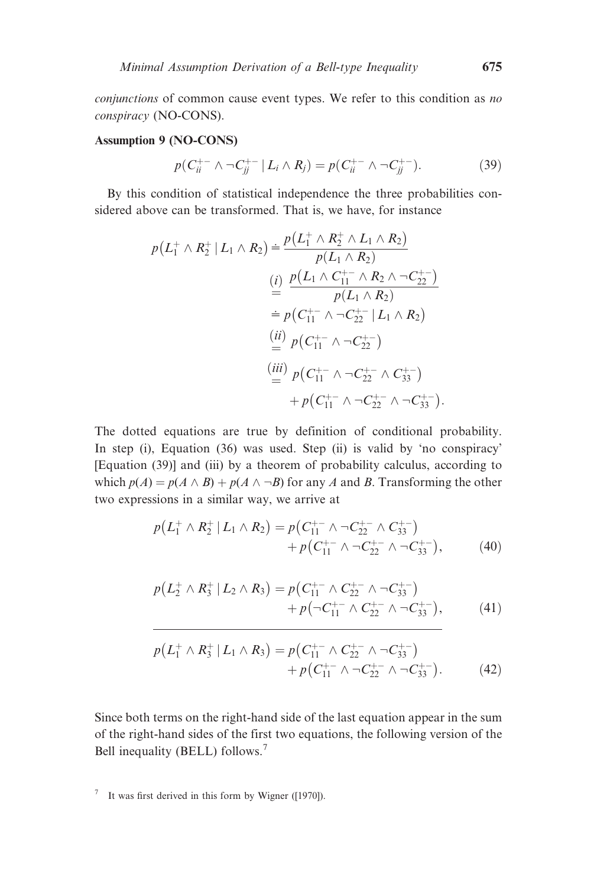*conjunctions* of common cause event types. We refer to this condition as *no conspiracy* (NO-CONS).

**Assumption 9 (NO-CONS)**

$$p(C_{ii}^{+-} \wedge \neg C_{jj}^{+-} \mid L_i \wedge R_j) = p(C_{ii}^{+-} \wedge \neg C_{jj}^{+-}). \tag{39}$$

By this condition of statistical independence the three probabilities considered above can be transformed. That is, we have, for instance

$$\begin{aligned}
p\big(L_1^+ \wedge R_2^+ \mid L_1 \wedge R_2\big) &\doteq \frac{p\big(L_1^+ \wedge R_2^+ \wedge L_1 \wedge R_2\big)}{p(L_1 \wedge R_2)} \\
&\overset{(i)}{=} \frac{p\big(L_1 \wedge C_{11}^{+-} \wedge R_2 \wedge \neg C_{22}^{+-}\big)}{p(L_1 \wedge R_2)} \\
&\doteq p\big(C_{11}^{+-} \wedge \neg C_{22}^{+-} \mid L_1 \wedge R_2\big) \\
&\overset{(ii)}{=} p\big(C_{11}^{+-} \wedge \neg C_{22}^{+-}\big) \\
&\overset{(iii)}{=} p\big(C_{11}^{+-} \wedge \neg C_{22}^{+-} \wedge C_{33}^{+-}\big) \\
&\quad + p\big(C_{11}^{+-} \wedge \neg C_{22}^{+-} \wedge \neg C_{33}^{+-}\big).
\end{aligned}$$

The dotted equations are true by definition of conditional probability. In step (i), Equation (36) was used. Step (ii) is valid by 'no conspiracy' [Equation (39)] and (iii) by a theorem of probability calculus, according to which $p(A) = p(A \wedge B) + p(A \wedge \neg B)$ for any $A$ and $B$. Transforming the other two expressions in a similar way, we arrive at

$$\begin{aligned}
p\big(L_1^+ \wedge R_2^+ \mid L_1 \wedge R_2\big) = p\big(C_{11}^{+-} \wedge \neg C_{22}^{+-} \wedge C_{33}^{+-}\big) \\
+ p\big(C_{11}^{+-} \wedge \neg C_{22}^{+-} \wedge \neg C_{33}^{+-}\big),
\end{aligned} \tag{40}$$

$$\begin{aligned}
p\big(L_2^+ \wedge R_3^+ \mid L_2 \wedge R_3\big) = p\big(C_{11}^{+-} \wedge C_{22}^{+-} \wedge \neg C_{33}^{+-}\big) \\
+ p\big(\neg C_{11}^{+-} \wedge C_{22}^{+-} \wedge \neg C_{33}^{+-}\big),
\end{aligned} \tag{41}$$

---

$$\begin{aligned}
p\big(L_1^+ \wedge R_3^+ \mid L_1 \wedge R_3\big) = p\big(C_{11}^{+-} \wedge C_{22}^{+-} \wedge \neg C_{33}^{+-}\big) \\
+ p\big(C_{11}^{+-} \wedge \neg C_{22}^{+-} \wedge \neg C_{33}^{+-}\big).
\end{aligned} \tag{42}$$

Since both terms on the right-hand side of the last equation appear in the sum of the right-hand sides of the first two equations, the following version of the Bell inequality (BELL) follows.[7]

[7] It was first derived in this form by Wigner ([1970]).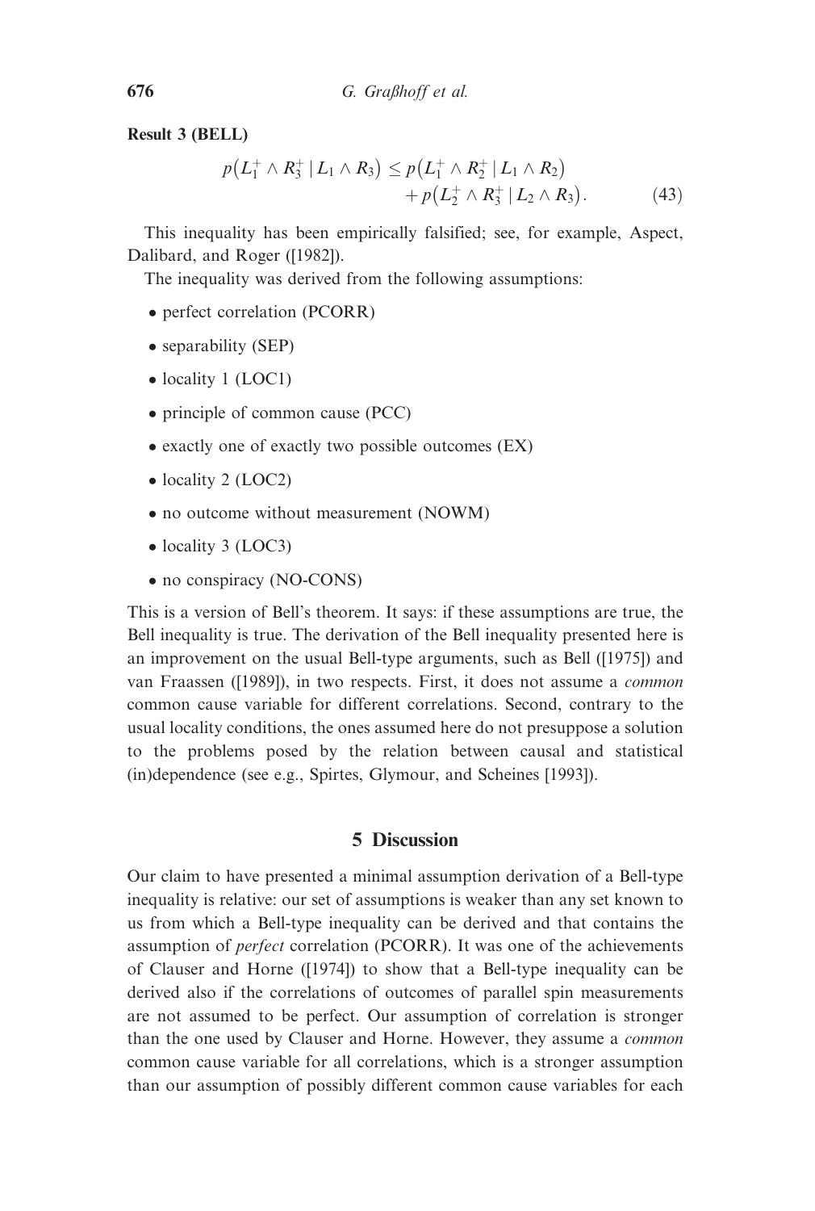**Result 3 (BELL)**

$$p(L_1^+ \wedge R_3^+ \mid L_1 \wedge R_3) \leq p(L_1^+ \wedge R_2^+ \mid L_1 \wedge R_2) + p(L_2^+ \wedge R_3^+ \mid L_2 \wedge R_3). \qquad (43)$$

This inequality has been empirically falsified; see, for example, Aspect, Dalibard, and Roger ([1982]).

The inequality was derived from the following assumptions:

- perfect correlation (PCORR)
- separability (SEP)
- locality 1 (LOC1)
- principle of common cause (PCC)
- exactly one of exactly two possible outcomes (EX)
- locality 2 (LOC2)
- no outcome without measurement (NOWM)
- locality 3 (LOC3)
- no conspiracy (NO-CONS)

This is a version of Bell's theorem. It says: if these assumptions are true, the Bell inequality is true. The derivation of the Bell inequality presented here is an improvement on the usual Bell-type arguments, such as Bell ([1975]) and van Fraassen ([1989]), in two respects. First, it does not assume a *common* common cause variable for different correlations. Second, contrary to the usual locality conditions, the ones assumed here do not presuppose a solution to the problems posed by the relation between causal and statistical (in)dependence (see e.g., Spirtes, Glymour, and Scheines [1993]).

## 5 Discussion

Our claim to have presented a minimal assumption derivation of a Bell-type inequality is relative: our set of assumptions is weaker than any set known to us from which a Bell-type inequality can be derived and that contains the assumption of *perfect* correlation (PCORR). It was one of the achievements of Clauser and Horne ([1974]) to show that a Bell-type inequality can be derived also if the correlations of outcomes of parallel spin measurements are not assumed to be perfect. Our assumption of correlation is stronger than the one used by Clauser and Horne. However, they assume a *common* common cause variable for all correlations, which is a stronger assumption than our assumption of possibly different common cause variables for each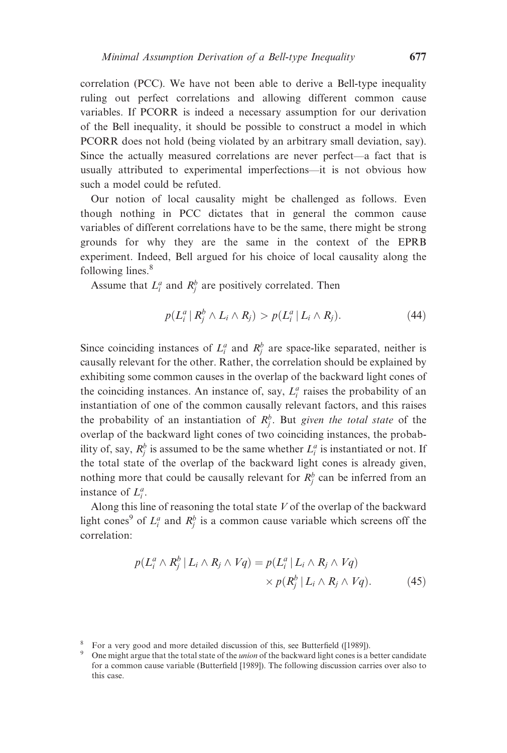correlation (PCC). We have not been able to derive a Bell-type inequality ruling out perfect correlations and allowing different common cause variables. If PCORR is indeed a necessary assumption for our derivation of the Bell inequality, it should be possible to construct a model in which PCORR does not hold (being violated by an arbitrary small deviation, say). Since the actually measured correlations are never perfect—a fact that is usually attributed to experimental imperfections—it is not obvious how such a model could be refuted.

Our notion of local causality might be challenged as follows. Even though nothing in PCC dictates that in general the common cause variables of different correlations have to be the same, there might be strong grounds for why they are the same in the context of the EPRB experiment. Indeed, Bell argued for his choice of local causality along the following lines.[8]

Assume that $L_i^a$ and $R_j^b$ are positively correlated. Then

$$p(L_i^a \mid R_j^b \wedge L_i \wedge R_j) > p(L_i^a \mid L_i \wedge R_j). \tag{44}$$

Since coinciding instances of $L_i^a$ and $R_j^b$ are space-like separated, neither is causally relevant for the other. Rather, the correlation should be explained by exhibiting some common causes in the overlap of the backward light cones of the coinciding instances. An instance of, say, $L_i^a$ raises the probability of an instantiation of one of the common causally relevant factors, and this raises the probability of an instantiation of $R_j^b$. But *given the total state* of the overlap of the backward light cones of two coinciding instances, the probability of, say, $R_j^b$ is assumed to be the same whether $L_i^a$ is instantiated or not. If the total state of the overlap of the backward light cones is already given, nothing more that could be causally relevant for $R_j^b$ can be inferred from an instance of $L_i^a$.

Along this line of reasoning the total state $V$ of the overlap of the backward light cones[9] of $L_i^a$ and $R_j^b$ is a common cause variable which screens off the correlation:

$$p(L_i^a \wedge R_j^b \mid L_i \wedge R_j \wedge Vq) = p(L_i^a \mid L_i \wedge R_j \wedge Vq) \times p(R_j^b \mid L_i \wedge R_j \wedge Vq). \tag{45}$$

[8] For a very good and more detailed discussion of this, see Butterfield ([1989]).

[9] One might argue that the total state of the *union* of the backward light cones is a better candidate for a common cause variable (Butterfield [1989]). The following discussion carries over also to this case.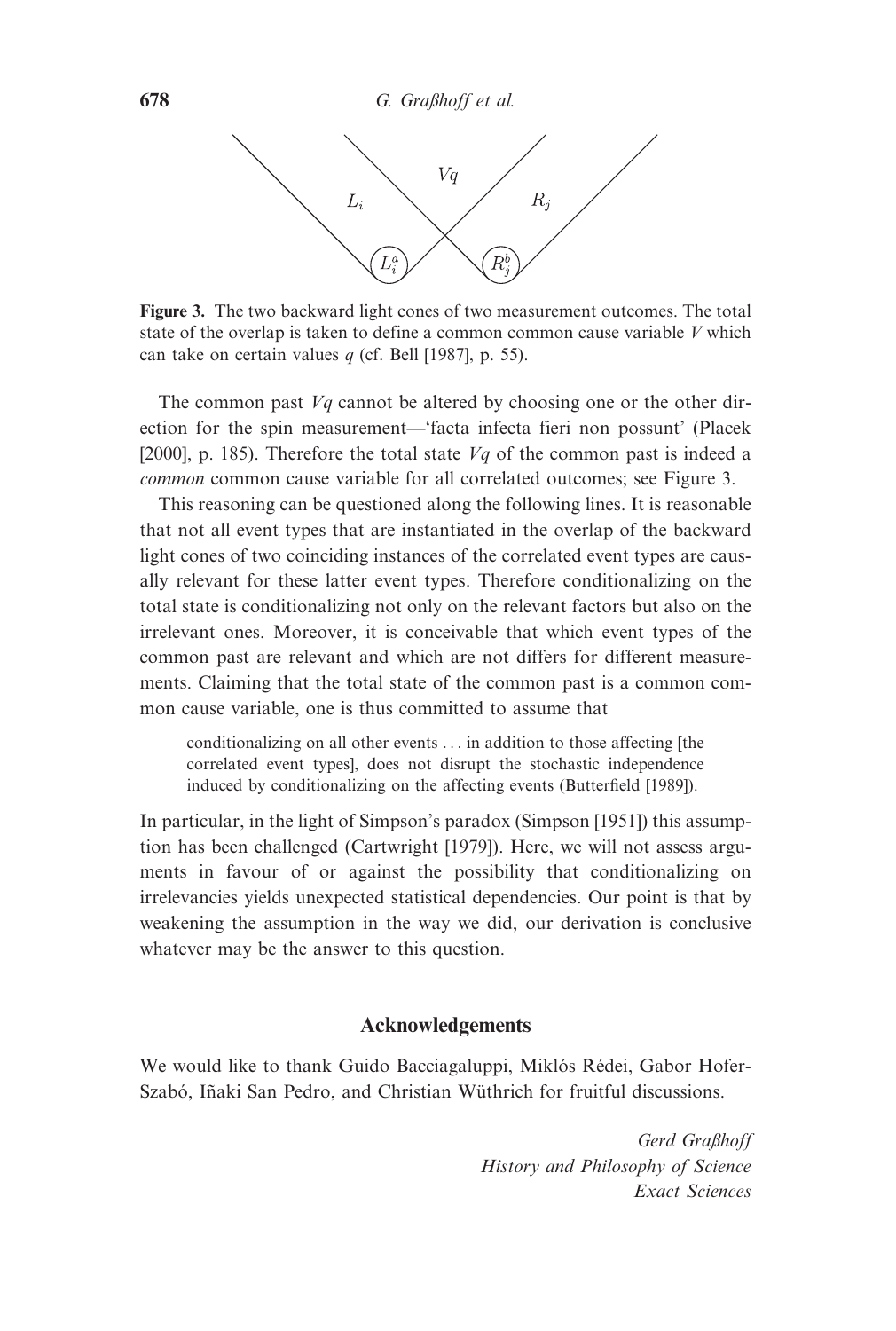**Figure 3.** The two backward light cones of two measurement outcomes. The total state of the overlap is taken to define a common common cause variable $V$ which can take on certain values $q$ (cf. Bell [1987], p. 55).

The common past $Vq$ cannot be altered by choosing one or the other direction for the spin measurement—'facta infecta fieri non possunt' (Placek [2000], p. 185). Therefore the total state $Vq$ of the common past is indeed a *common* common cause variable for all correlated outcomes; see Figure 3.

This reasoning can be questioned along the following lines. It is reasonable that not all event types that are instantiated in the overlap of the backward light cones of two coinciding instances of the correlated event types are causally relevant for these latter event types. Therefore conditionalizing on the total state is conditionalizing not only on the relevant factors but also on the irrelevant ones. Moreover, it is conceivable that which event types of the common past are relevant and which are not differs for different measurements. Claiming that the total state of the common past is a common common cause variable, one is thus committed to assume that

> conditionalizing on all other events ... in addition to those affecting [the correlated event types], does not disrupt the stochastic independence induced by conditionalizing on the affecting events (Butterfield [1989]).

In particular, in the light of Simpson's paradox (Simpson [1951]) this assumption has been challenged (Cartwright [1979]). Here, we will not assess arguments in favour of or against the possibility that conditionalizing on irrelevancies yields unexpected statistical dependencies. Our point is that by weakening the assumption in the way we did, our derivation is conclusive whatever may be the answer to this question.

## Acknowledgements

We would like to thank Guido Bacciagaluppi, Miklós Rédei, Gabor Hofer-Szabó, Iñaki San Pedro, and Christian Wüthrich for fruitful discussions.

*Gerd Graßhoff*
*History and Philosophy of Science*
*Exact Sciences*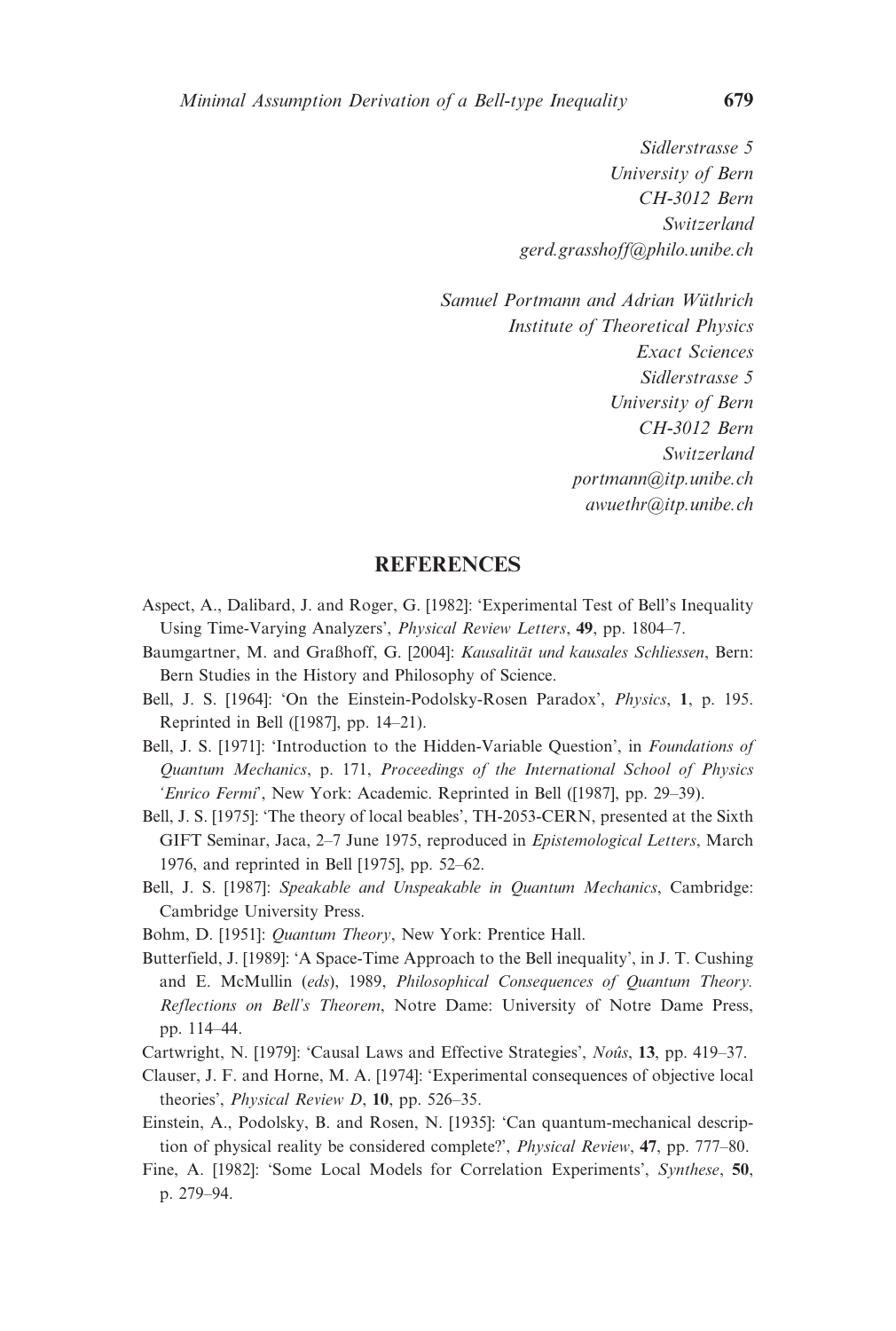Sidlerstrasse 5
University of Bern
CH-3012 Bern
Switzerland
gerd.grasshoff@philo.unibe.ch

Samuel Portmann and Adrian Wüthrich
Institute of Theoretical Physics
Exact Sciences
Sidlerstrasse 5
University of Bern
CH-3012 Bern
Switzerland
portmann@itp.unibe.ch
awuethr@itp.unibe.ch

## REFERENCES

Aspect, A., Dalibard, J. and Roger, G. [1982]: 'Experimental Test of Bell's Inequality Using Time-Varying Analyzers', *Physical Review Letters*, **49**, pp. 1804–7.

Baumgartner, M. and Graßhoff, G. [2004]: *Kausalität und kausales Schliessen*, Bern: Bern Studies in the History and Philosophy of Science.

Bell, J. S. [1964]: 'On the Einstein-Podolsky-Rosen Paradox', *Physics*, **1**, p. 195. Reprinted in Bell ([1987], pp. 14–21).

Bell, J. S. [1971]: 'Introduction to the Hidden-Variable Question', in *Foundations of Quantum Mechanics*, p. 171, *Proceedings of the International School of Physics 'Enrico Fermi'*, New York: Academic. Reprinted in Bell ([1987], pp. 29–39).

Bell, J. S. [1975]: 'The theory of local beables', TH-2053-CERN, presented at the Sixth GIFT Seminar, Jaca, 2–7 June 1975, reproduced in *Epistemological Letters*, March 1976, and reprinted in Bell [1975], pp. 52–62.

Bell, J. S. [1987]: *Speakable and Unspeakable in Quantum Mechanics*, Cambridge: Cambridge University Press.

Bohm, D. [1951]: *Quantum Theory*, New York: Prentice Hall.

Butterfield, J. [1989]: 'A Space-Time Approach to the Bell inequality', in J. T. Cushing and E. McMullin (*eds*), 1989, *Philosophical Consequences of Quantum Theory. Reflections on Bell's Theorem*, Notre Dame: University of Notre Dame Press, pp. 114–44.

Cartwright, N. [1979]: 'Causal Laws and Effective Strategies', *Noûs*, **13**, pp. 419–37.

Clauser, J. F. and Horne, M. A. [1974]: 'Experimental consequences of objective local theories', *Physical Review D*, **10**, pp. 526–35.

Einstein, A., Podolsky, B. and Rosen, N. [1935]: 'Can quantum-mechanical description of physical reality be considered complete?', *Physical Review*, **47**, pp. 777–80.

Fine, A. [1982]: 'Some Local Models for Correlation Experiments', *Synthese*, **50**, p. 279–94.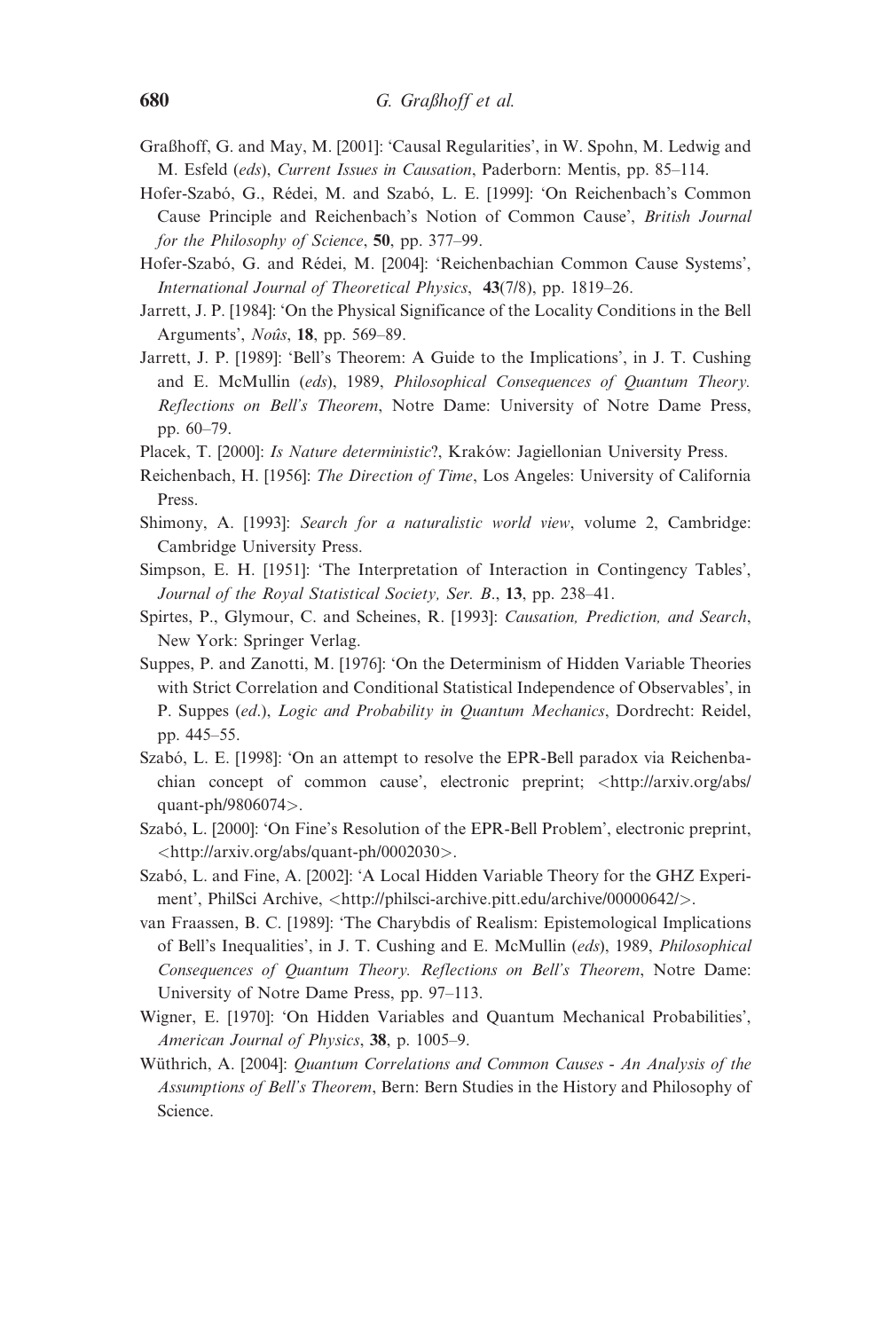Graßhoff, G. and May, M. [2001]: 'Causal Regularities', in W. Spohn, M. Ledwig and M. Esfeld (*eds*), *Current Issues in Causation*, Paderborn: Mentis, pp. 85–114.

Hofer-Szabó, G., Rédei, M. and Szabó, L. E. [1999]: 'On Reichenbach's Common Cause Principle and Reichenbach's Notion of Common Cause', *British Journal for the Philosophy of Science*, **50**, pp. 377–99.

Hofer-Szabó, G. and Rédei, M. [2004]: 'Reichenbachian Common Cause Systems', *International Journal of Theoretical Physics*, **43**(7/8), pp. 1819–26.

Jarrett, J. P. [1984]: 'On the Physical Significance of the Locality Conditions in the Bell Arguments', *Noûs*, **18**, pp. 569–89.

Jarrett, J. P. [1989]: 'Bell's Theorem: A Guide to the Implications', in J. T. Cushing and E. McMullin (*eds*), 1989, *Philosophical Consequences of Quantum Theory. Reflections on Bell's Theorem*, Notre Dame: University of Notre Dame Press, pp. 60–79.

Placek, T. [2000]: *Is Nature deterministic*?, Kraków: Jagiellonian University Press.

Reichenbach, H. [1956]: *The Direction of Time*, Los Angeles: University of California Press.

Shimony, A. [1993]: *Search for a naturalistic world view*, volume 2, Cambridge: Cambridge University Press.

Simpson, E. H. [1951]: 'The Interpretation of Interaction in Contingency Tables', *Journal of the Royal Statistical Society, Ser. B.*, **13**, pp. 238–41.

Spirtes, P., Glymour, C. and Scheines, R. [1993]: *Causation, Prediction, and Search*, New York: Springer Verlag.

Suppes, P. and Zanotti, M. [1976]: 'On the Determinism of Hidden Variable Theories with Strict Correlation and Conditional Statistical Independence of Observables', in P. Suppes (*ed.*), *Logic and Probability in Quantum Mechanics*, Dordrecht: Reidel, pp. 445–55.

Szabó, L. E. [1998]: 'On an attempt to resolve the EPR-Bell paradox via Reichenbachian concept of common cause', electronic preprint; <http://arxiv.org/abs/quant-ph/9806074>.

Szabó, L. [2000]: 'On Fine's Resolution of the EPR-Bell Problem', electronic preprint, <http://arxiv.org/abs/quant-ph/0002030>.

Szabó, L. and Fine, A. [2002]: 'A Local Hidden Variable Theory for the GHZ Experiment', PhilSci Archive, <http://philsci-archive.pitt.edu/archive/00000642/>.

van Fraassen, B. C. [1989]: 'The Charybdis of Realism: Epistemological Implications of Bell's Inequalities', in J. T. Cushing and E. McMullin (*eds*), 1989, *Philosophical Consequences of Quantum Theory. Reflections on Bell's Theorem*, Notre Dame: University of Notre Dame Press, pp. 97–113.

Wigner, E. [1970]: 'On Hidden Variables and Quantum Mechanical Probabilities', *American Journal of Physics*, **38**, p. 1005–9.

Wüthrich, A. [2004]: *Quantum Correlations and Common Causes - An Analysis of the Assumptions of Bell's Theorem*, Bern: Bern Studies in the History and Philosophy of Science.